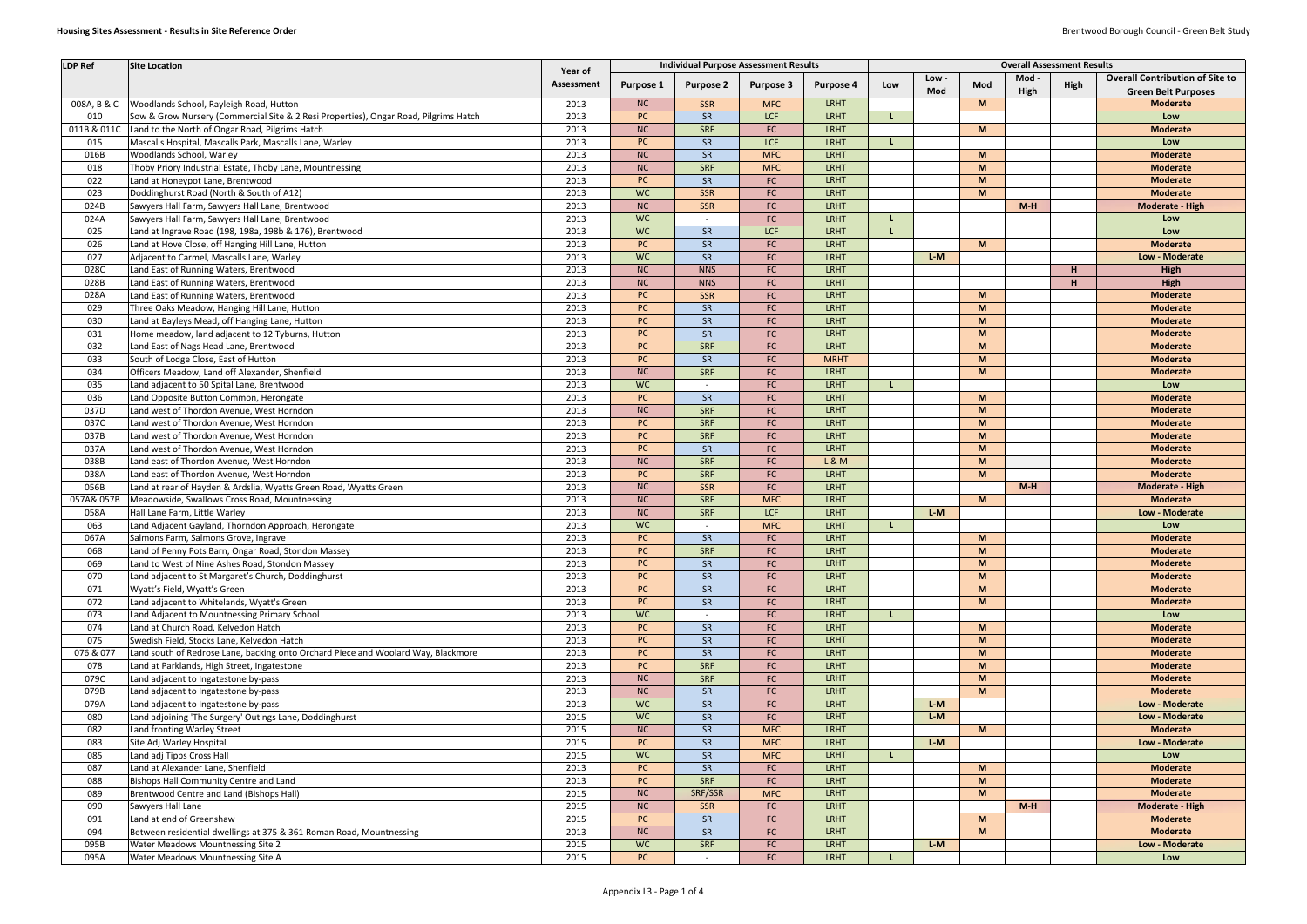# Housing Sites Assessment - Results in Site Reference Order

| LDP Ref | Site Location | Year of Assessment | Individual Purpose Assessment Results | | | | Overall Assessment Results | | | | | |
|---|---|---|---|---|---|---|---|---|---|---|---|---|
| | | | Purpose 1 | Purpose 2 | Purpose 3 | Purpose 4 | Low | Low - Mod | Mod | Mod - High | High | Overall Contribution of Site to Green Belt Purposes |
| 008A, B & C | Woodlands School, Rayleigh Road, Hutton | 2013 | NC | SSR | MFC | LRHT | | | M | | | Moderate |
| 010 | Sow & Grow Nursery (Commercial Site & 2 Resi Properties), Ongar Road, Pilgrims Hatch | 2013 | PC | SR | LCF | LRHT | L | | | | | Low |
| 011B & 011C | Land to the North of Ongar Road, Pilgrims Hatch | 2013 | NC | SRF | FC | LRHT | | | M | | | Moderate |
| 015 | Mascalls Hospital, Mascalls Park, Mascalls Lane, Warley | 2013 | PC | SR | LCF | LRHT | L | | | | | Low |
| 016B | Woodlands School, Warley | 2013 | NC | SR | MFC | LRHT | | | M | | | Moderate |
| 018 | Thoby Priory Industrial Estate, Thoby Lane, Mountnessing | 2013 | NC | SRF | MFC | LRHT | | | M | | | Moderate |
| 022 | Land at Honeypot Lane, Brentwood | 2013 | PC | SR | FC | LRHT | | | M | | | Moderate |
| 023 | Doddinghurst Road (North & South of A12) | 2013 | WC | SSR | FC | LRHT | | | M | | | Moderate |
| 024B | Sawyers Hall Farm, Sawyers Hall Lane, Brentwood | 2013 | NC | SSR | FC | LRHT | | | | M-H | | Moderate - High |
| 024A | Sawyers Hall Farm, Sawyers Hall Lane, Brentwood | 2013 | WC | - | FC | LRHT | L | | | | | Low |
| 025 | Land at Ingrave Road (198, 198a, 198b & 176), Brentwood | 2013 | WC | SR | LCF | LRHT | L | | | | | Low |
| 026 | Land at Hove Close, off Hanging Hill Lane, Hutton | 2013 | PC | SR | FC | LRHT | | | M | | | Moderate |
| 027 | Adjacent to Carmel, Mascalls Lane, Warley | 2013 | WC | SR | FC | LRHT | | L-M | | | | Low - Moderate |
| 028C | Land East of Running Waters, Brentwood | 2013 | NC | NNS | FC | LRHT | | | | | H | High |
| 028B | Land East of Running Waters, Brentwood | 2013 | NC | NNS | FC | LRHT | | | | | H | High |
| 028A | Land East of Running Waters, Brentwood | 2013 | PC | SSR | FC | LRHT | | | M | | | Moderate |
| 029 | Three Oaks Meadow, Hanging Hill Lane, Hutton | 2013 | PC | SR | FC | LRHT | | | M | | | Moderate |
| 030 | Land at Bayleys Mead, off Hanging Lane, Hutton | 2013 | PC | SR | FC | LRHT | | | M | | | Moderate |
| 031 | Home meadow, land adjacent to 12 Tyburns, Hutton | 2013 | PC | SR | FC | LRHT | | | M | | | Moderate |
| 032 | Land East of Nags Head Lane, Brentwood | 2013 | PC | SRF | FC | LRHT | | | M | | | Moderate |
| 033 | South of Lodge Close, East of Hutton | 2013 | PC | SR | FC | MRHT | | | M | | | Moderate |
| 034 | Officers Meadow, Land off Alexander, Shenfield | 2013 | NC | SRF | FC | LRHT | | | M | | | Moderate |
| 035 | Land adjacent to 50 Spital Lane, Brentwood | 2013 | WC | - | FC | LRHT | L | | | | | Low |
| 036 | Land Opposite Button Common, Herongate | 2013 | PC | SR | FC | LRHT | | | M | | | Moderate |
| 037D | Land west of Thordon Avenue, West Horndon | 2013 | NC | SRF | FC | LRHT | | | M | | | Moderate |
| 037C | Land west of Thordon Avenue, West Horndon | 2013 | PC | SRF | FC | LRHT | | | M | | | Moderate |
| 037B | Land west of Thordon Avenue, West Horndon | 2013 | PC | SRF | FC | LRHT | | | M | | | Moderate |
| 037A | Land west of Thordon Avenue, West Horndon | 2013 | PC | SR | FC | LRHT | | | M | | | Moderate |
| 038B | Land east of Thordon Avenue, West Horndon | 2013 | NC | SRF | FC | L & M | | | M | | | Moderate |
| 038A | Land east of Thordon Avenue, West Horndon | 2013 | PC | SRF | FC | LRHT | | | M | | | Moderate |
| 056B | Land at rear of Hayden & Ardslia, Wyatts Green Road, Wyatts Green | 2013 | NC | SSR | FC | LRHT | | | | M-H | | Moderate - High |
| 057A& 057B | Meadowside, Swallows Cross Road, Mountnessing | 2013 | NC | SRF | MFC | LRHT | | | M | | | Moderate |
| 058A | Hall Lane Farm, Little Warley | 2013 | NC | SRF | LCF | LRHT | | L-M | | | | Low - Moderate |
| 063 | Land Adjacent Gayland, Thorndon Approach, Herongate | 2013 | WC | - | MFC | LRHT | L | | | | | Low |
| 067A | Salmons Farm, Salmons Grove, Ingrave | 2013 | PC | SR | FC | LRHT | | | M | | | Moderate |
| 068 | Land of Penny Pots Barn, Ongar Road, Stondon Massey | 2013 | PC | SRF | FC | LRHT | | | M | | | Moderate |
| 069 | Land to West of Nine Ashes Road, Stondon Massey | 2013 | PC | SR | FC | LRHT | | | M | | | Moderate |
| 070 | Land adjacent to St Margaret's Church, Doddinghurst | 2013 | PC | SR | FC | LRHT | | | M | | | Moderate |
| 071 | Wyatt's Field, Wyatt's Green | 2013 | PC | SR | FC | LRHT | | | M | | | Moderate |
| 072 | Land adjacent to Whitelands, Wyatt's Green | 2013 | PC | SR | FC | LRHT | | | M | | | Moderate |
| 073 | Land Adjacent to Mountnessing Primary School | 2013 | WC | - | FC | LRHT | L | | | | | Low |
| 074 | Land at Church Road, Kelvedon Hatch | 2013 | PC | SR | FC | LRHT | | | M | | | Moderate |
| 075 | Swedish Field, Stocks Lane, Kelvedon Hatch | 2013 | PC | SR | FC | LRHT | | | M | | | Moderate |
| 076 & 077 | Land south of Redrose Lane, backing onto Orchard Piece and Woolard Way, Blackmore | 2013 | PC | SR | FC | LRHT | | | M | | | Moderate |
| 078 | Land at Parklands, High Street, Ingatestone | 2013 | PC | SRF | FC | LRHT | | | M | | | Moderate |
| 079C | Land adjacent to Ingatestone by-pass | 2013 | NC | SRF | FC | LRHT | | | M | | | Moderate |
| 079B | Land adjacent to Ingatestone by-pass | 2013 | NC | SR | FC | LRHT | | | M | | | Moderate |
| 079A | Land adjacent to Ingatestone by-pass | 2013 | WC | SR | FC | LRHT | | L-M | | | | Low - Moderate |
| 080 | Land adjoining 'The Surgery' Outings Lane, Doddinghurst | 2015 | WC | SR | FC | LRHT | | L-M | | | | Low - Moderate |
| 082 | Land fronting Warley Street | 2015 | NC | SR | MFC | LRHT | | | M | | | Moderate |
| 083 | Site Adj Warley Hospital | 2015 | PC | SR | MFC | LRHT | | L-M | | | | Low - Moderate |
| 085 | Land adj Tipps Cross Hall | 2015 | WC | SR | MFC | LRHT | L | | | | | Low |
| 087 | Land at Alexander Lane, Shenfield | 2013 | PC | SR | FC | LRHT | | | M | | | Moderate |
| 088 | Bishops Hall Community Centre and Land | 2013 | PC | SRF | FC | LRHT | | | M | | | Moderate |
| 089 | Brentwood Centre and Land (Bishops Hall) | 2015 | NC | SRF/SSR | MFC | LRHT | | | M | | | Moderate |
| 090 | Sawyers Hall Lane | 2015 | NC | SSR | FC | LRHT | | | | M-H | | Moderate - High |
| 091 | Land at end of Greenshaw | 2015 | PC | SR | FC | LRHT | | | M | | | Moderate |
| 094 | Between residential dwellings at 375 & 361 Roman Road, Mountnessing | 2013 | NC | SR | FC | LRHT | | | M | | | Moderate |
| 095B | Water Meadows Mountnessing Site 2 | 2015 | WC | SRF | FC | LRHT | | L-M | | | | Low - Moderate |
| 095A | Water Meadows Mountnessing Site A | 2015 | PC | - | FC | LRHT | L | | | | | Low |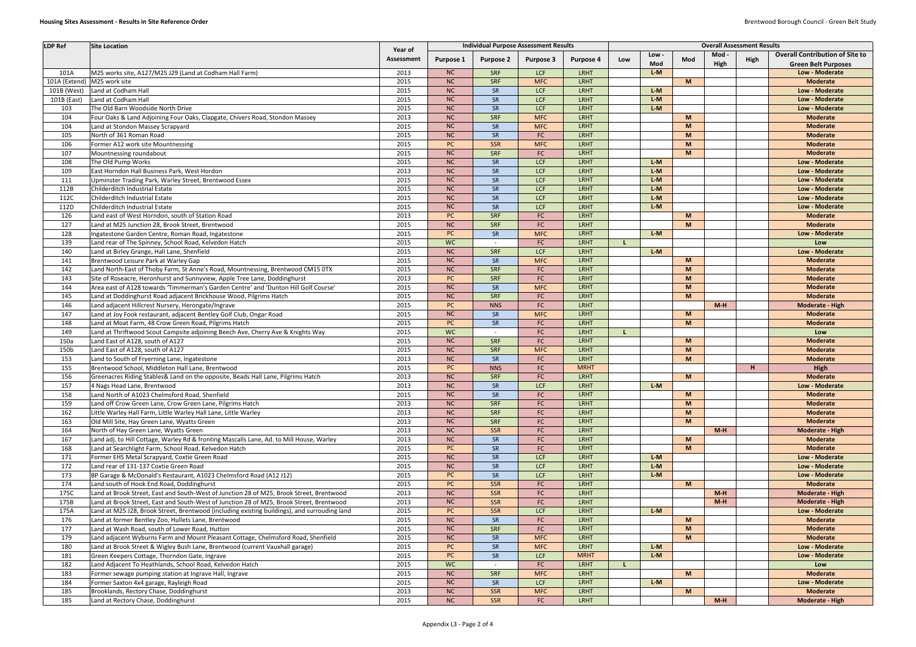## Housing Sites Assessment - Results in Site Reference Order

| LDP Ref | Site Location | Year of Assessment | Individual Purpose Assessment Results | | | | Overall Assessment Results | | | | | |
|---|---|---|---|---|---|---|---|---|---|---|---|---|
| | | | Purpose 1 | Purpose 2 | Purpose 3 | Purpose 4 | Low | Low - Mod | Mod | Mod - High | High | Overall Contribution of Site to Green Belt Purposes |
| 101A | M25 works site, A127/M25 J29 (Land at Codham Hall Farm) | 2013 | NC | SRF | LCF | LRHT | | L-M | | | | Low - Moderate |
| 101A (Extend) | M25 work site | 2015 | NC | SRF | MFC | LRHT | | | M | | | Moderate |
| 101B (West) | Land at Codham Hall | 2015 | NC | SR | LCF | LRHT | | L-M | | | | Low - Moderate |
| 101B (East) | Land at Codham Hall | 2015 | NC | SR | LCF | LRHT | | L-M | | | | Low - Moderate |
| 103 | The Old Barn Woodside North Drive | 2015 | NC | SR | LCF | LRHT | | L-M | | | | Low - Moderate |
| 104 | Four Oaks & Land Adjoining Four Oaks, Clapgate, Chivers Road, Stondon Massey | 2013 | NC | SRF | MFC | LRHT | | | M | | | Moderate |
| 104 | Land at Stondon Massey Scrapyard | 2015 | NC | SR | MFC | LRHT | | | M | | | Moderate |
| 105 | North of 361 Roman Road | 2015 | NC | SR | FC | LRHT | | | M | | | Moderate |
| 106 | Former A12 work site Mountnessing | 2015 | PC | SSR | MFC | LRHT | | | M | | | Moderate |
| 107 | Mountnessing roundabout | 2015 | NC | SRF | FC | LRHT | | | M | | | Moderate |
| 108 | The Old Pump Works | 2015 | NC | SR | LCF | LRHT | | L-M | | | | Low - Moderate |
| 109 | East Horndon Hall Business Park, West Hordon | 2013 | NC | SR | LCF | LRHT | | L-M | | | | Low - Moderate |
| 111 | Upminster Trading Park, Warley Street, Brentwood Essex | 2015 | NC | SR | LCF | LRHT | | L-M | | | | Low - Moderate |
| 112B | Childerditch Industrial Estate | 2015 | NC | SR | LCF | LRHT | | L-M | | | | Low - Moderate |
| 112C | Childerditch Industrial Estate | 2015 | NC | SR | LCF | LRHT | | L-M | | | | Low - Moderate |
| 112D | Childerditch Industrial Estate | 2015 | NC | SR | LCF | LRHT | | L-M | | | | Low - Moderate |
| 126 | Land east of West Horndon, south of Station Road | 2013 | PC | SRF | FC | LRHT | | | M | | | Moderate |
| 127 | Land at M25 Junction 28, Brook Street, Brentwood | 2015 | NC | SRF | FC | LRHT | | | M | | | Moderate |
| 128 | Ingatestone Garden Centre, Roman Road, Ingatestone | 2015 | PC | SR | MFC | LRHT | | L-M | | | | Low - Moderate |
| 139 | Land rear of The Spinney, School Road, Kelvedon Hatch | 2015 | WC | - | FC | LRHT | L | | | | | Low |
| 140 | Land at Birley Grange, Hall Lane, Shenfield | 2015 | NC | SRF | LCF | LRHT | | L-M | | | | Low - Moderate |
| 141 | Brentwood Leisure Park at Warley Gap | 2015 | NC | SR | MFC | LRHT | | | M | | | Moderate |
| 142 | Land North-East of Thoby Farm, St Anne's Road, Mountnessing, Brentwood CM15 0TX | 2015 | NC | SRF | FC | LRHT | | | M | | | Moderate |
| 143 | Site of Roseacre, Heronhurst and Sunnyview, Apple Tree Lane, Doddinghurst | 2013 | PC | SRF | FC | LRHT | | | M | | | Moderate |
| 144 | Area east of A128 towards 'Timmerman's Garden Centre' and 'Dunton Hill Golf Course' | 2015 | NC | SR | MFC | LRHT | | | M | | | Moderate |
| 145 | Land at Doddinghurst Road adjacent Brickhouse Wood, Pilgrims Hatch | 2015 | NC | SRF | FC | LRHT | | | M | | | Moderate |
| 146 | Land adjacent Hillcrest Nursery, Herongate/Ingrave | 2015 | PC | NNS | FC | LRHT | | | | M-H | | Moderate - High |
| 147 | Land at Joy Fook restaurant, adjacent Bentley Golf Club, Ongar Road | 2015 | NC | SR | MFC | LRHT | | | M | | | Moderate |
| 148 | Land at Moat Farm, 48 Crow Green Road, Pilgrims Hatch | 2015 | PC | SR | FC | LRHT | | | M | | | Moderate |
| 149 | Land at Thriftwood Scout Campsite adjoining Beech Ave, Cherry Ave & Knights Way | 2015 | WC | - | FC | LRHT | L | | | | | Low |
| 150a | Land East of A128, south of A127 | 2015 | NC | SRF | FC | LRHT | | | M | | | Moderate |
| 150b | Land East of A128, south of A127 | 2015 | NC | SRF | MFC | LRHT | | | M | | | Moderate |
| 153 | Land to South of Fryerning Lane, Ingatestone | 2013 | NC | SR | FC | LRHT | | | M | | | Moderate |
| 155 | Brentwood School, Middleton Hall Lane, Brentwood | 2015 | PC | NNS | FC | MRHT | | | | | H | High |
| 156 | Greenacres Riding Stables& Land on the opposite, Beads Hall Lane, Pilgrims Hatch | 2015 | NC | SRF | FC | LRHT | | | M | | | Moderate |
| 157 | 4 Nags Head Lane, Brentwood | 2013 | NC | SR | LCF | LRHT | | L-M | | | | Low - Moderate |
| 158 | Land North of A1023 Chelmsford Road, Shenfield | 2015 | NC | SR | FC | LRHT | | | M | | | Moderate |
| 159 | Land off Crow Green Lane, Crow Green Lane, Pilgrims Hatch | 2013 | NC | SRF | FC | LRHT | | | M | | | Moderate |
| 162 | Little Warley Hall Farm, Little Warley Hall Lane, Little Warley | 2013 | NC | SRF | FC | LRHT | | | M | | | Moderate |
| 163 | Old Mill Site, Hay Green Lane, Wyatts Green | 2013 | NC | SRF | FC | LRHT | | | M | | | Moderate |
| 164 | North of Hay Green Lane, Wyatts Green | 2013 | NC | SSR | FC | LRHT | | | | M-H | | Moderate - High |
| 167 | Land adj. to Hill Cottage, Warley Rd & fronting Mascalls Lane, Ad. to Mill House, Warley | 2013 | NC | SR | FC | LRHT | | | M | | | Moderate |
| 168 | Land at Searchlight Farm, School Road, Kelvedon Hatch | 2015 | PC | SR | FC | LRHT | | | M | | | Moderate |
| 171 | Former EHS Metal Scrapyard, Coxtie Green Road | 2015 | NC | SR | LCF | LRHT | | L-M | | | | Low - Moderate |
| 172 | Land rear of 131-137 Coxtie Green Road | 2015 | NC | SR | LCF | LRHT | | L-M | | | | Low - Moderate |
| 173 | BP Garage & McDonald's Restaurant, A1023 Chelmsford Road (A12 J12) | 2015 | PC | SR | LCF | LRHT | | L-M | | | | Low - Moderate |
| 174 | Land south of Hook End Road, Doddinghurst | 2015 | PC | SSR | FC | LRHT | | | M | | | Moderate |
| 175C | Land at Brook Street, East and South-West of Junction 28 of M25, Brook Street, Brentwood | 2013 | NC | SSR | FC | LRHT | | | | M-H | | Moderate - High |
| 175B | Land at Brook Street, East and South-West of Junction 28 of M25, Brook Street, Brentwood | 2013 | NC | SSR | FC | LRHT | | | | M-H | | Moderate - High |
| 175A | Land at M25 J28, Brook Street, Brentwood (including existing buildings), and surrouding land | 2015 | PC | SSR | LCF | LRHT | | L-M | | | | Low - Moderate |
| 176 | Land at former Bentley Zoo, Hullets Lane, Brentwood | 2015 | NC | SR | FC | LRHT | | | M | | | Moderate |
| 177 | Land at Wash Road, south of Lower Road, Hutton | 2015 | NC | SRF | FC | LRHT | | | M | | | Moderate |
| 179 | Land adjacent Wyburns Farm and Mount Pleasant Cottage, Chelmsford Road, Shenfield | 2015 | NC | SR | MFC | LRHT | | | M | | | Moderate |
| 180 | Land at Brook Street & Wigley Bush Lane, Brentwood (current Vauxhall garage) | 2015 | PC | SR | MFC | LRHT | | L-M | | | | Low - Moderate |
| 181 | Green Keepers Cottage, Thorndon Gate, Ingrave | 2015 | PC | SR | LCF | MRHT | | L-M | | | | Low - Moderate |
| 182 | Land Adjacent To Heathlands, School Road, Kelvedon Hatch | 2015 | WC | - | FC | LRHT | L | | | | | Low |
| 183 | Former sewage pumping station at Ingrave Hall, Ingrave | 2015 | NC | SRF | MFC | LRHT | | | M | | | Moderate |
| 184 | Former Saxton 4x4 garage, Rayleigh Road | 2015 | NC | SR | LCF | LRHT | | L-M | | | | Low - Moderate |
| 185 | Brooklands, Rectory Chase, Doddinghurst | 2013 | NC | SSR | MFC | LRHT | | | M | | | Moderate |
| 185 | Land at Rectory Chase, Doddinghurst | 2015 | NC | SSR | FC | LRHT | | | | M-H | | Moderate - High |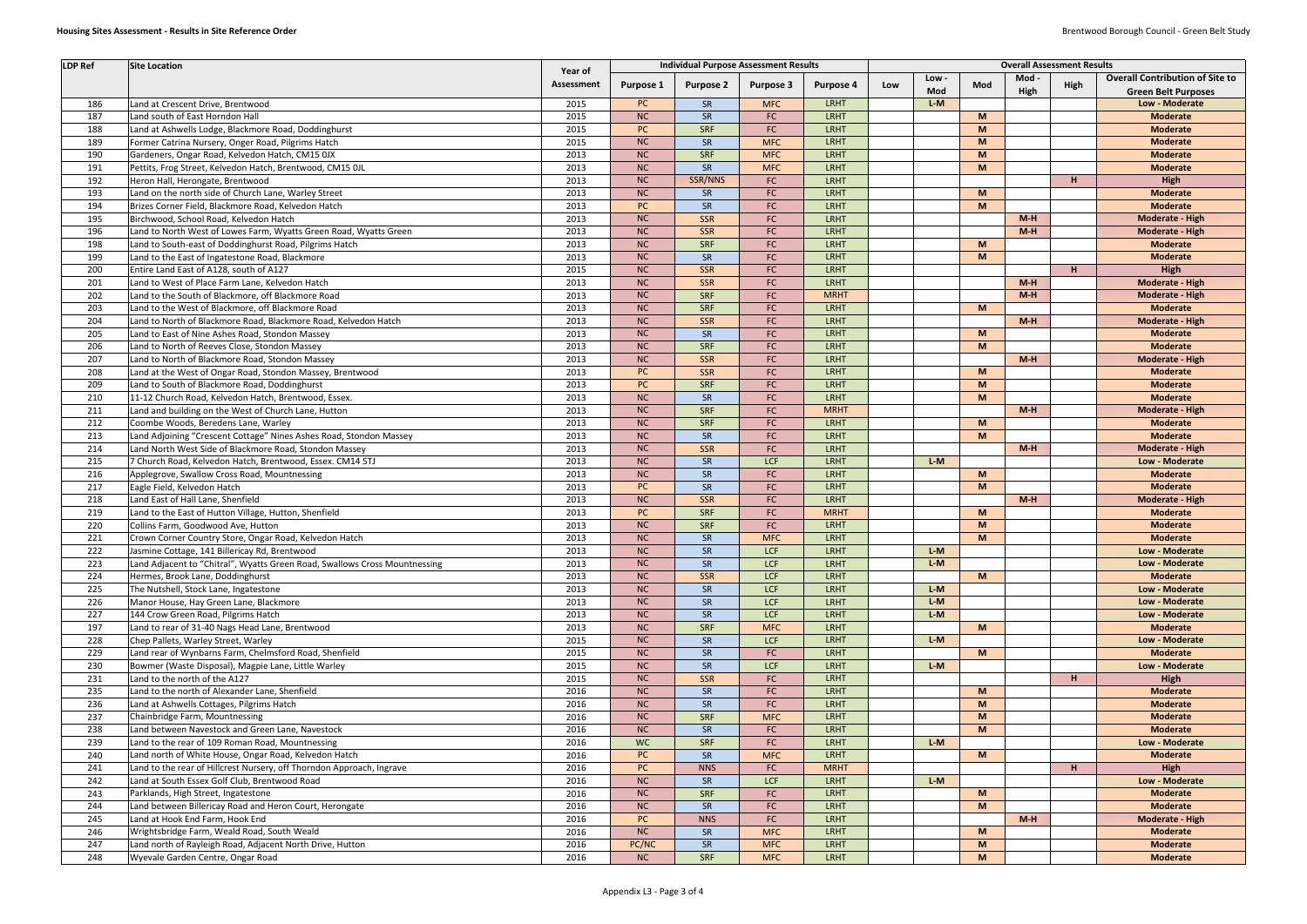| LDP Ref | Site Location | Year of Assessment | Individual Purpose Assessment Results | | | | Overall Assessment Results | | | | | |
|---|---|---|---|---|---|---|---|---|---|---|---|---|
| | | | Purpose 1 | Purpose 2 | Purpose 3 | Purpose 4 | Low | Low - Mod | Mod | Mod - High | High | Overall Contribution of Site to Green Belt Purposes |
| 186 | Land at Crescent Drive, Brentwood | 2015 | PC | SR | MFC | LRHT | | L-M | | | | Low - Moderate |
| 187 | Land south of East Horndon Hall | 2015 | NC | SR | FC | LRHT | | | M | | | Moderate |
| 188 | Land at Ashwells Lodge, Blackmore Road, Doddinghurst | 2015 | PC | SRF | FC | LRHT | | | M | | | Moderate |
| 189 | Former Catrina Nursery, Onger Road, Pilgrims Hatch | 2015 | NC | SR | MFC | LRHT | | | M | | | Moderate |
| 190 | Gardeners, Ongar Road, Kelvedon Hatch, CM15 0JX | 2013 | NC | SRF | MFC | LRHT | | | M | | | Moderate |
| 191 | Pettits, Frog Street, Kelvedon Hatch, Brentwood, CM15 0JL | 2013 | NC | SR | MFC | LRHT | | | M | | | Moderate |
| 192 | Heron Hall, Herongate, Brentwood | 2013 | NC | SSR/NNS | FC | LRHT | | | | | H | High |
| 193 | Land on the north side of Church Lane, Warley Street | 2013 | NC | SR | FC | LRHT | | | M | | | Moderate |
| 194 | Brizes Corner Field, Blackmore Road, Kelvedon Hatch | 2013 | PC | SR | FC | LRHT | | | M | | | Moderate |
| 195 | Birchwood, School Road, Kelvedon Hatch | 2013 | NC | SSR | FC | LRHT | | | | M-H | | Moderate - High |
| 196 | Land to North West of Lowes Farm, Wyatts Green Road, Wyatts Green | 2013 | NC | SSR | FC | LRHT | | | | M-H | | Moderate - High |
| 198 | Land to South-east of Doddinghurst Road, Pilgrims Hatch | 2013 | NC | SRF | FC | LRHT | | | M | | | Moderate |
| 199 | Land to the East of Ingatestone Road, Blackmore | 2013 | NC | SR | FC | LRHT | | | M | | | Moderate |
| 200 | Entire Land East of A128, south of A127 | 2015 | NC | SSR | FC | LRHT | | | | | H | High |
| 201 | Land to West of Place Farm Lane, Kelvedon Hatch | 2013 | NC | SSR | FC | LRHT | | | | M-H | | Moderate - High |
| 202 | Land to the South of Blackmore, off Blackmore Road | 2013 | NC | SRF | FC | MRHT | | | | M-H | | Moderate - High |
| 203 | Land to the West of Blackmore, off Blackmore Road | 2013 | NC | SRF | FC | LRHT | | | M | | | Moderate |
| 204 | Land to North of Blackmore Road, Blackmore Road, Kelvedon Hatch | 2013 | NC | SSR | FC | LRHT | | | | M-H | | Moderate - High |
| 205 | Land to East of Nine Ashes Road, Stondon Massey | 2013 | NC | SR | FC | LRHT | | | M | | | Moderate |
| 206 | Land to North of Reeves Close, Stondon Massey | 2013 | NC | SRF | FC | LRHT | | | M | | | Moderate |
| 207 | Land to North of Blackmore Road, Stondon Massey | 2013 | NC | SSR | FC | LRHT | | | | M-H | | Moderate - High |
| 208 | Land at the West of Ongar Road, Stondon Massey, Brentwood | 2013 | PC | SSR | FC | LRHT | | | M | | | Moderate |
| 209 | Land to South of Blackmore Road, Doddinghurst | 2013 | PC | SRF | FC | LRHT | | | M | | | Moderate |
| 210 | 11-12 Church Road, Kelvedon Hatch, Brentwood, Essex. | 2013 | NC | SR | FC | LRHT | | | M | | | Moderate |
| 211 | Land and building on the West of Church Lane, Hutton | 2013 | NC | SRF | FC | MRHT | | | | M-H | | Moderate - High |
| 212 | Coombe Woods, Beredens Lane, Warley | 2013 | NC | SRF | FC | LRHT | | | M | | | Moderate |
| 213 | Land Adjoining "Crescent Cottage" Nines Ashes Road, Stondon Massey | 2013 | NC | SR | FC | LRHT | | | M | | | Moderate |
| 214 | Land North West Side of Blackmore Road, Stondon Massey | 2013 | NC | SSR | FC | LRHT | | | | M-H | | Moderate - High |
| 215 | 7 Church Road, Kelvedon Hatch, Brentwood, Essex. CM14 5TJ | 2013 | NC | SR | LCF | LRHT | | L-M | | | | Low - Moderate |
| 216 | Applegrove, Swallow Cross Road, Mountnessing | 2013 | NC | SR | FC | LRHT | | | M | | | Moderate |
| 217 | Eagle Field, Kelvedon Hatch | 2013 | PC | SR | FC | LRHT | | | M | | | Moderate |
| 218 | Land East of Hall Lane, Shenfield | 2013 | NC | SSR | FC | LRHT | | | | M-H | | Moderate - High |
| 219 | Land to the East of Hutton Village, Hutton, Shenfield | 2013 | PC | SRF | FC | MRHT | | | M | | | Moderate |
| 220 | Collins Farm, Goodwood Ave, Hutton | 2013 | NC | SRF | FC | LRHT | | | M | | | Moderate |
| 221 | Crown Corner Country Store, Ongar Road, Kelvedon Hatch | 2013 | NC | SR | MFC | LRHT | | | M | | | Moderate |
| 222 | Jasmine Cottage, 141 Billericay Rd, Brentwood | 2013 | NC | SR | LCF | LRHT | | L-M | | | | Low - Moderate |
| 223 | Land Adjacent to "Chitral", Wyatts Green Road, Swallows Cross Mountnessing | 2013 | NC | SR | LCF | LRHT | | L-M | | | | Low - Moderate |
| 224 | Hermes, Brook Lane, Doddinghurst | 2013 | NC | SSR | LCF | LRHT | | | M | | | Moderate |
| 225 | The Nutshell, Stock Lane, Ingatestone | 2013 | NC | SR | LCF | LRHT | | L-M | | | | Low - Moderate |
| 226 | Manor House, Hay Green Lane, Blackmore | 2013 | NC | SR | LCF | LRHT | | L-M | | | | Low - Moderate |
| 227 | 144 Crow Green Road, Pilgrims Hatch | 2013 | NC | SR | LCF | LRHT | | L-M | | | | Low - Moderate |
| 197 | Land to rear of 31-40 Nags Head Lane, Brentwood | 2013 | NC | SRF | MFC | LRHT | | | M | | | Moderate |
| 228 | Chep Pallets, Warley Street, Warley | 2015 | NC | SR | LCF | LRHT | | L-M | | | | Low - Moderate |
| 229 | Land rear of Wynbarns Farm, Chelmsford Road, Shenfield | 2015 | NC | SR | FC | LRHT | | | M | | | Moderate |
| 230 | Bowmer (Waste Disposal), Magpie Lane, Little Warley | 2015 | NC | SR | LCF | LRHT | | L-M | | | | Low - Moderate |
| 231 | Land to the north of the A127 | 2015 | NC | SSR | FC | LRHT | | | | | H | High |
| 235 | Land to the north of Alexander Lane, Shenfield | 2016 | NC | SR | FC | LRHT | | | M | | | Moderate |
| 236 | Land at Ashwells Cottages, Pilgrims Hatch | 2016 | NC | SR | FC | LRHT | | | M | | | Moderate |
| 237 | Chainbridge Farm, Mountnessing | 2016 | NC | SRF | MFC | LRHT | | | M | | | Moderate |
| 238 | Land between Navestock and Green Lane, Navestock | 2016 | NC | SR | FC | LRHT | | | M | | | Moderate |
| 239 | Land to the rear of 109 Roman Road, Mountnessing | 2016 | WC | SRF | FC | LRHT | | L-M | | | | Low - Moderate |
| 240 | Land north of White House, Ongar Road, Kelvedon Hatch | 2016 | PC | SR | MFC | LRHT | | | M | | | Moderate |
| 241 | Land to the rear of Hillcrest Nursery, off Thorndon Approach, Ingrave | 2016 | PC | NNS | FC | MRHT | | | | | H | High |
| 242 | Land at South Essex Golf Club, Brentwood Road | 2016 | NC | SR | LCF | LRHT | | L-M | | | | Low - Moderate |
| 243 | Parklands, High Street, Ingatestone | 2016 | NC | SRF | FC | LRHT | | | M | | | Moderate |
| 244 | Land between Billericay Road and Heron Court, Herongate | 2016 | NC | SR | FC | LRHT | | | M | | | Moderate |
| 245 | Land at Hook End Farm, Hook End | 2016 | PC | NNS | FC | LRHT | | | | M-H | | Moderate - High |
| 246 | Wrightsbridge Farm, Weald Road, South Weald | 2016 | NC | SR | MFC | LRHT | | | M | | | Moderate |
| 247 | Land north of Rayleigh Road, Adjacent North Drive, Hutton | 2016 | PC/NC | SR | MFC | LRHT | | | M | | | Moderate |
| 248 | Wyevale Garden Centre, Ongar Road | 2016 | NC | SRF | MFC | LRHT | | | M | | | Moderate |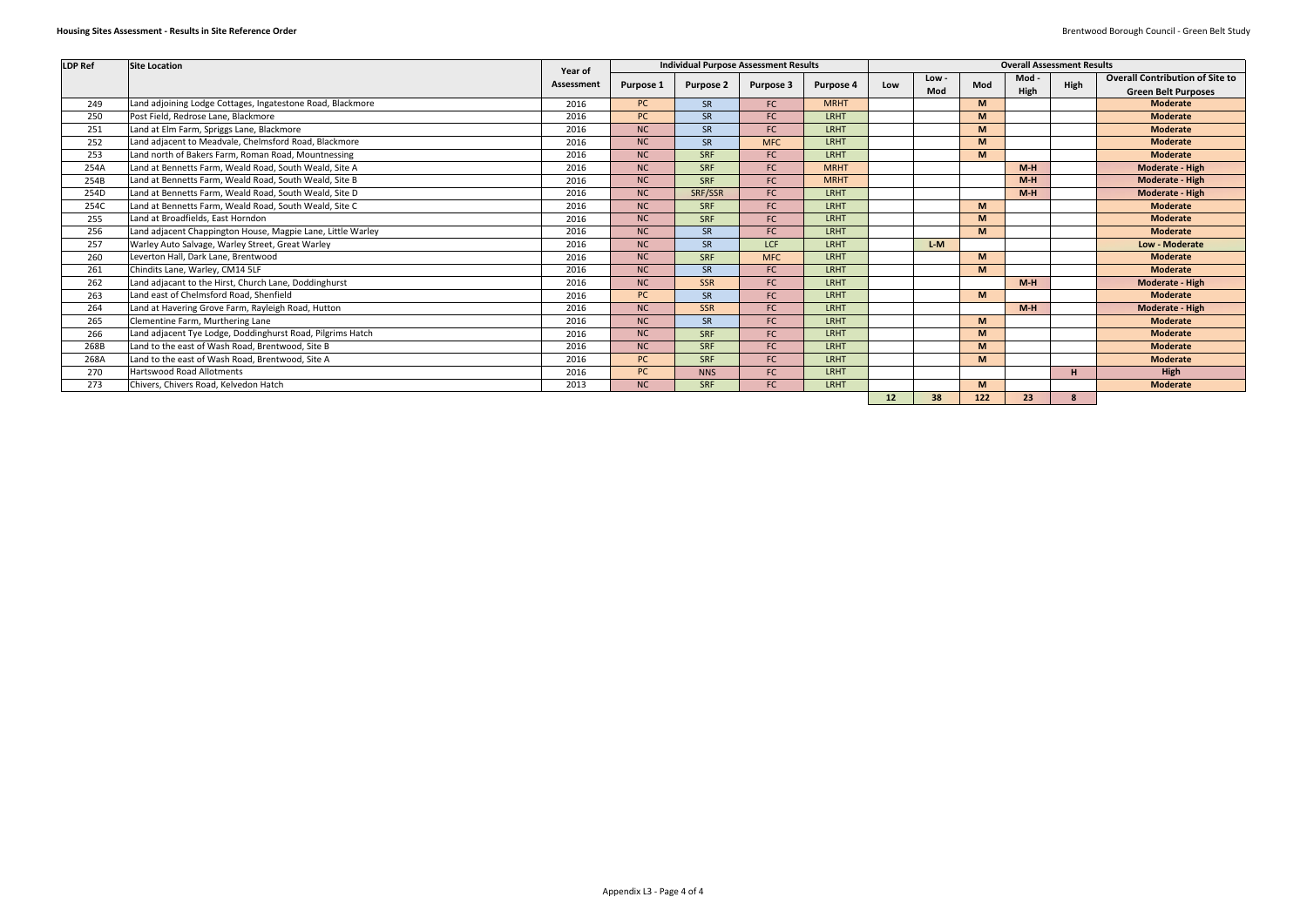| LDP Ref | Site Location | Year of Assessment | Individual Purpose Assessment Results | | | | Overall Assessment Results | | | | | |
|---|---|---|---|---|---|---|---|---|---|---|---|---|
| | | | Purpose 1 | Purpose 2 | Purpose 3 | Purpose 4 | Low | Low - Mod | Mod | Mod - High | High | Overall Contribution of Site to Green Belt Purposes |
| 249 | Land adjoining Lodge Cottages, Ingatestone Road, Blackmore | 2016 | PC | SR | FC | MRHT | | | M | | | Moderate |
| 250 | Post Field, Redrose Lane, Blackmore | 2016 | PC | SR | FC | LRHT | | | M | | | Moderate |
| 251 | Land at Elm Farm, Spriggs Lane, Blackmore | 2016 | NC | SR | FC | LRHT | | | M | | | Moderate |
| 252 | Land adjacent to Meadvale, Chelmsford Road, Blackmore | 2016 | NC | SR | MFC | LRHT | | | M | | | Moderate |
| 253 | Land north of Bakers Farm, Roman Road, Mountnessing | 2016 | NC | SRF | FC | LRHT | | | M | | | Moderate |
| 254A | Land at Bennetts Farm, Weald Road, South Weald, Site A | 2016 | NC | SRF | FC | MRHT | | | | M-H | | Moderate - High |
| 254B | Land at Bennetts Farm, Weald Road, South Weald, Site B | 2016 | NC | SRF | FC | MRHT | | | | M-H | | Moderate - High |
| 254D | Land at Bennetts Farm, Weald Road, South Weald, Site D | 2016 | NC | SRF/SSR | FC | LRHT | | | | M-H | | Moderate - High |
| 254C | Land at Bennetts Farm, Weald Road, South Weald, Site C | 2016 | NC | SRF | FC | LRHT | | | M | | | Moderate |
| 255 | Land at Broadfields, East Horndon | 2016 | NC | SRF | FC | LRHT | | | M | | | Moderate |
| 256 | Land adjacent Chappington House, Magpie Lane, Little Warley | 2016 | NC | SR | FC | LRHT | | | M | | | Moderate |
| 257 | Warley Auto Salvage, Warley Street, Great Warley | 2016 | NC | SR | LCF | LRHT | | L-M | | | | Low - Moderate |
| 260 | Leverton Hall, Dark Lane, Brentwood | 2016 | NC | SRF | MFC | LRHT | | | M | | | Moderate |
| 261 | Chindits Lane, Warley, CM14 5LF | 2016 | NC | SR | FC | LRHT | | | M | | | Moderate |
| 262 | Land adjacant to the Hirst, Church Lane, Doddinghurst | 2016 | NC | SSR | FC | LRHT | | | | M-H | | Moderate - High |
| 263 | Land east of Chelmsford Road, Shenfield | 2016 | PC | SR | FC | LRHT | | | M | | | Moderate |
| 264 | Land at Havering Grove Farm, Rayleigh Road, Hutton | 2016 | NC | SSR | FC | LRHT | | | | M-H | | Moderate - High |
| 265 | Clementine Farm, Murthering Lane | 2016 | NC | SR | FC | LRHT | | | M | | | Moderate |
| 266 | Land adjacent Tye Lodge, Doddinghurst Road, Pilgrims Hatch | 2016 | NC | SRF | FC | LRHT | | | M | | | Moderate |
| 268B | Land to the east of Wash Road, Brentwood, Site B | 2016 | NC | SRF | FC | LRHT | | | M | | | Moderate |
| 268A | Land to the east of Wash Road, Brentwood, Site A | 2016 | PC | SRF | FC | LRHT | | | M | | | Moderate |
| 270 | Hartswood Road Allotments | 2016 | PC | NNS | FC | LRHT | | | | | H | High |
| 273 | Chivers, Chivers Road, Kelvedon Hatch | 2013 | NC | SRF | FC | LRHT | | | M | | | Moderate |
| | | | | | | | 12 | 38 | 122 | 23 | 8 | |